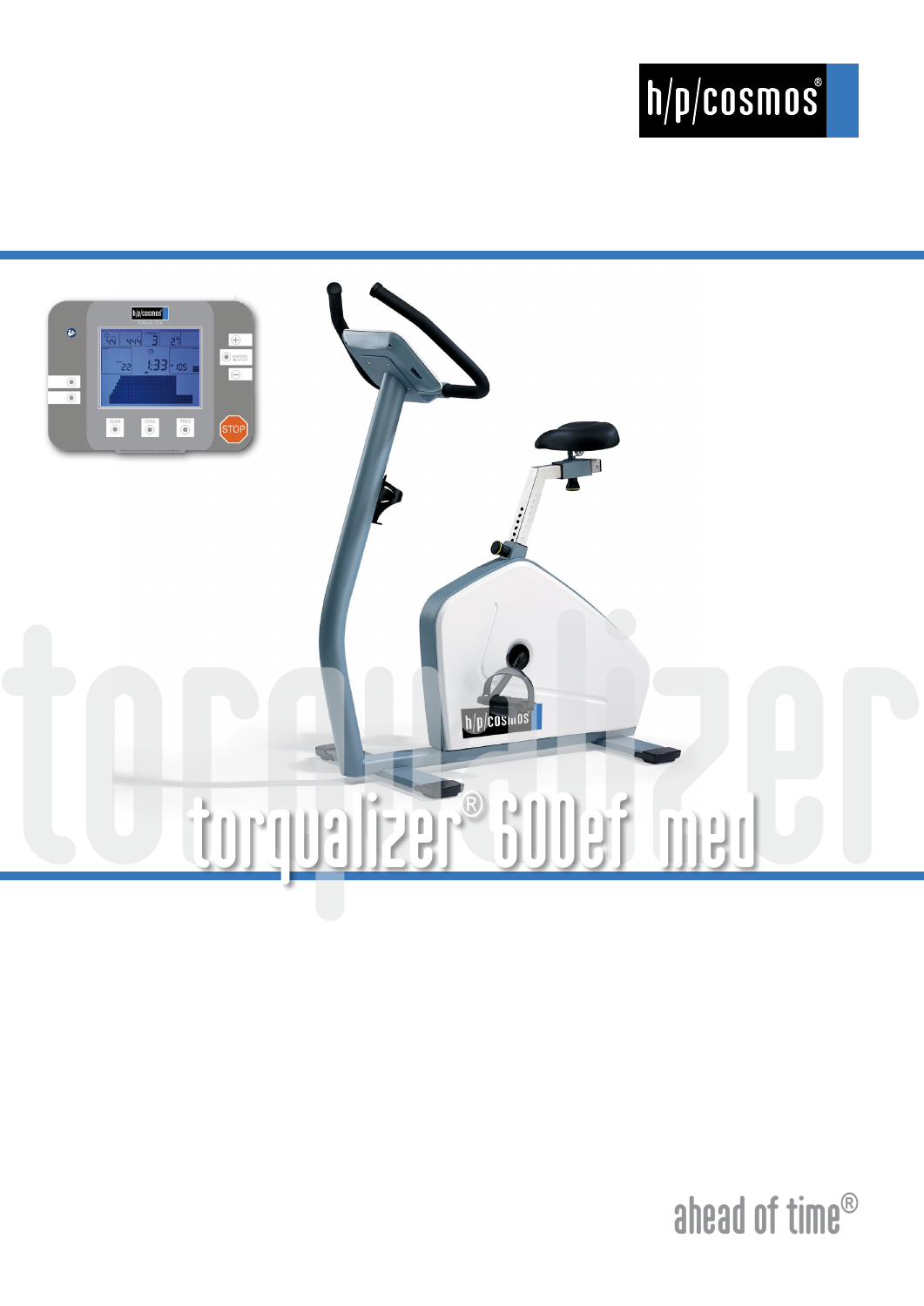h/p/cosmos®

# torqualizer® 600ef med

ahead of time®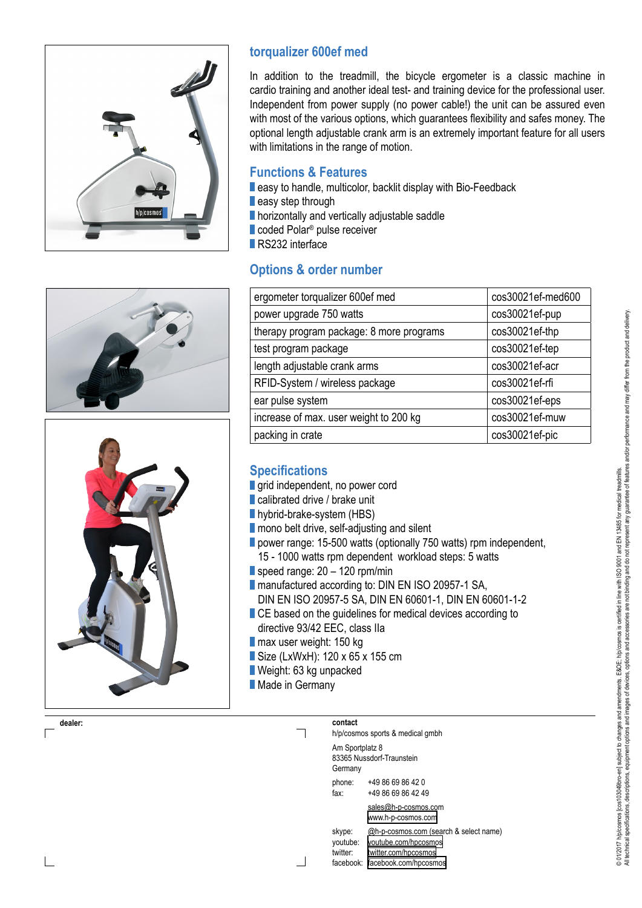## torqualizer 600ef med

In addition to the treadmill, the bicycle ergometer is a classic machine in cardio training and another ideal test- and training device for the professional user. Independent from power supply (no power cable!) the unit can be assured even with most of the various options, which guarantees flexibility and safes money. The optional length adjustable crank arm is an extremely important feature for all users with limitations in the range of motion.

### Functions & Features

- easy to handle, multicolor, backlit display with Bio-Feedback
- easy step through
- horizontally and vertically adjustable saddle
- coded Polar® pulse receiver
- RS232 interface

### Options & order number

| | |
|---|---|
| ergometer torqualizer 600ef med | cos30021ef-med600 |
| power upgrade 750 watts | cos30021ef-pup |
| therapy program package: 8 more programs | cos30021ef-thp |
| test program package | cos30021ef-tep |
| length adjustable crank arms | cos30021ef-acr |
| RFID-System / wireless package | cos30021ef-rfi |
| ear pulse system | cos30021ef-eps |
| increase of max. user weight to 200 kg | cos30021ef-muw |
| packing in crate | cos30021ef-pic |

### Specifications

- grid independent, no power cord
- calibrated drive / brake unit
- hybrid-brake-system (HBS)
- mono belt drive, self-adjusting and silent
- power range: 15-500 watts (optionally 750 watts) rpm independent, 15 - 1000 watts rpm dependent workload steps: 5 watts
- speed range: 20 – 120 rpm/min
- manufactured according to: DIN EN ISO 20957-1 SA, DIN EN ISO 20957-5 SA, DIN EN 60601-1, DIN EN 60601-1-2
- CE based on the guidelines for medical devices according to directive 93/42 EEC, class IIa
- max user weight: 150 kg
- Size (LxWxH): 120 x 65 x 155 cm
- Weight: 63 kg unpacked
- Made in Germany

**dealer:**

**contact**

h/p/cosmos sports & medical gmbh

Am Sportplatz 8
83365 Nussdorf-Traunstein
Germany

phone: +49 86 69 86 42 0
fax: +49 86 69 86 42 49

sales@h-p-cosmos.com
www.h-p-cosmos.com

skype: @h-p-cosmos.com (search & select name)
youtube: youtube.com/hpcosmos
twitter: twitter.com/hpcosmos
facebook: facebook.com/hpcosmos

© 01/2017 h/p/cosmos [cos10304pro-en] subject to changes and amendments. E&OE; h/p/cosmos is certified in line with ISO 9001 and EN 13485 for medical treadmills.
All technical specifications, descriptions, equipment options and images of devices, options and accessories are not binding and do not represent any guarantee of features and/or performance and may differ from the product and delivery.